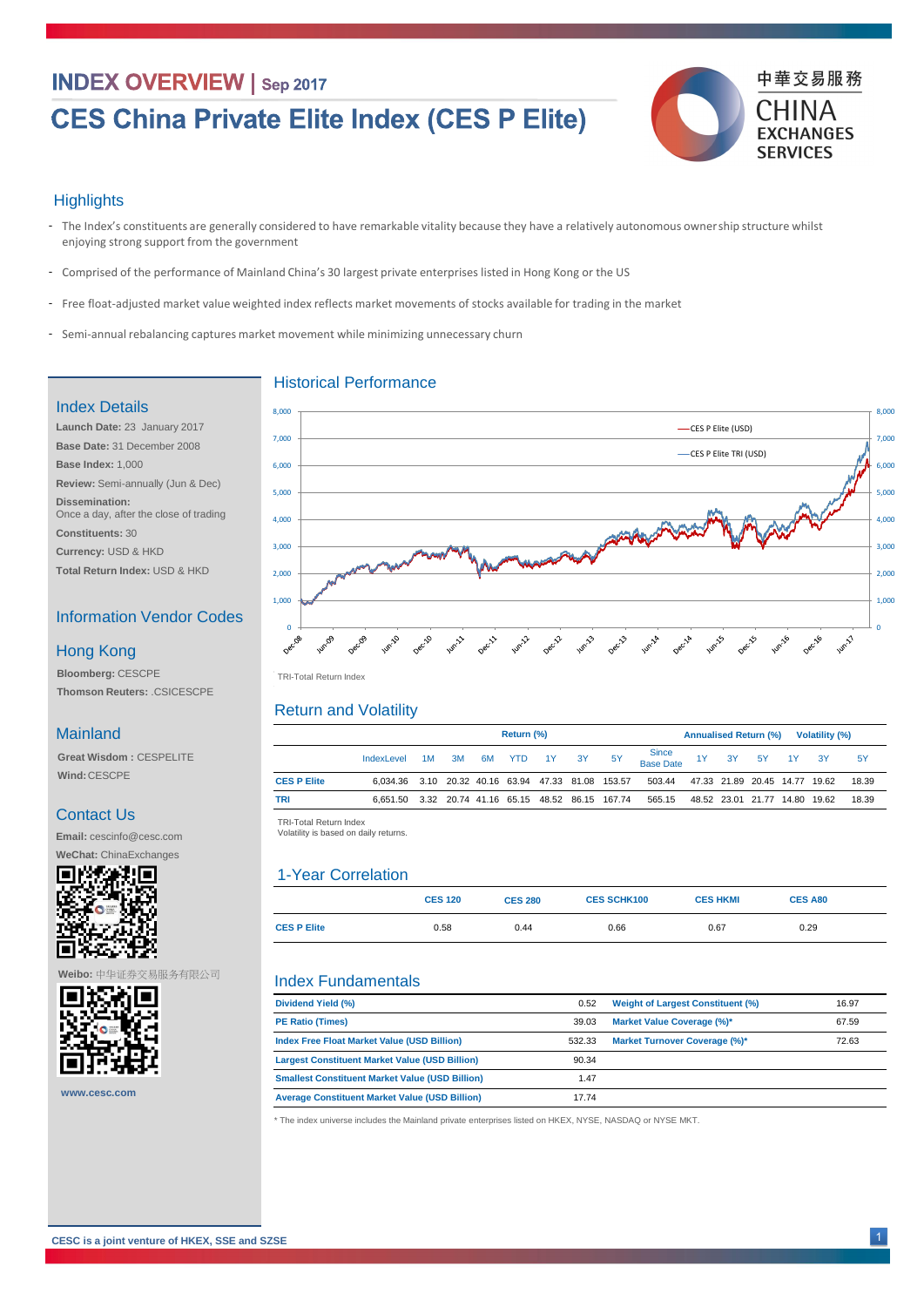# INDEX OVERVIEW | Sep 2017

# CES China Private Elite Index (CES P Elite)

中華交易服務 CHINA EXCHANGES SERVICES

## Highlights

- The Index's constituents are generally considered to have remarkable vitality because they have a relatively autonomous ownership structure whilst enjoying strong support from the government
- Comprised of the performance of Mainland China's 30 largest private enterprises listed in Hong Kong or the US
- Free float-adjusted market value weighted index reflects market movements of stocks available for trading in the market
- Semi-annual rebalancing captures market movement while minimizing unnecessary churn

## Index Details

**Launch Date:** 23 January 2017

**Base Date:** 31 December 2008

**Base Index:** 1,000

**Review:** Semi-annually (Jun & Dec)

**Dissemination:**
Once a day, after the close of trading

**Constituents:** 30

**Currency:** USD & HKD

**Total Return Index:** USD & HKD

## Information Vendor Codes

### Hong Kong

**Bloomberg:** CESCPE

**Thomson Reuters:** .CSICESCPE

### Mainland

**Great Wisdom :** CESPELITE

**Wind:** CESCPE

## Contact Us

**Email:** cescinfo@cesc.com

**WeChat:** ChinaExchanges

**Weibo:** 中华证券交易服务有限公司

www.cesc.com

## Historical Performance

TRI-Total Return Index

## Return and Volatility

| | Return (%) | | | | | | | | | Annualised Return (%) | | | Volatility (%) | | |
|---|---|---|---|---|---|---|---|---|---|---|---|---|---|---|---|
| | IndexLevel | 1M | 3M | 6M | YTD | 1Y | 3Y | 5Y | Since Base Date | 1Y | 3Y | 5Y | 1Y | 3Y | 5Y |
| CES P Elite | 6,034.36 | 3.10 | 20.32 | 40.16 | 63.94 | 47.33 | 81.08 | 153.57 | 503.44 | 47.33 | 21.89 | 20.45 | 14.77 | 19.62 | 18.39 |
| TRI | 6,651.50 | 3.32 | 20.74 | 41.16 | 65.15 | 48.52 | 86.15 | 167.74 | 565.15 | 48.52 | 23.01 | 21.77 | 14.80 | 19.62 | 18.39 |

TRI-Total Return Index
Volatility is based on daily returns.

## 1-Year Correlation

| | CES 120 | CES 280 | CES SCHK100 | CES HKMI | CES A80 |
|---|---|---|---|---|---|
| CES P Elite | 0.58 | 0.44 | 0.66 | 0.67 | 0.29 |

## Index Fundamentals

| | | | |
|---|---|---|---|
| Dividend Yield (%) | 0.52 | Weight of Largest Constituent (%) | 16.97 |
| PE Ratio (Times) | 39.03 | Market Value Coverage (%)* | 67.59 |
| Index Free Float Market Value (USD Billion) | 532.33 | Market Turnover Coverage (%)* | 72.63 |
| Largest Constituent Market Value (USD Billion) | 90.34 | | |
| Smallest Constituent Market Value (USD Billion) | 1.47 | | |
| Average Constituent Market Value (USD Billion) | 17.74 | | |

* The index universe includes the Mainland private enterprises listed on HKEX, NYSE, NASDAQ or NYSE MKT.

CESC is a joint venture of HKEX, SSE and SZSE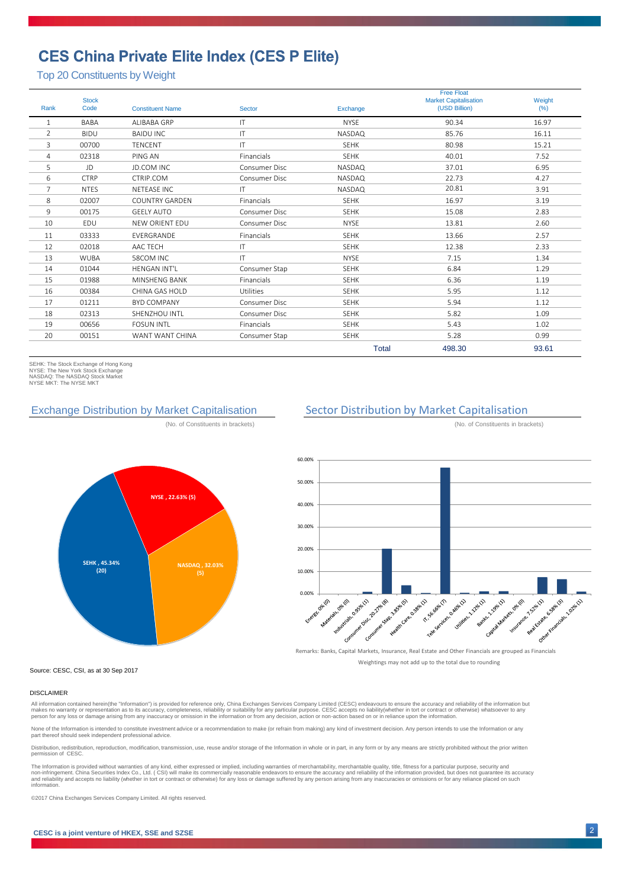# CES China Private Elite Index (CES P Elite)

## Top 20 Constituents by Weight

| Rank | Stock Code | Constituent Name | Sector | Exchange | Free Float Market Capitalisation (USD Billion) | Weight (%) |
|---|---|---|---|---|---|---|
| 1 | BABA | ALIBABA GRP | IT | NYSE | 90.34 | 16.97 |
| 2 | BIDU | BAIDU INC | IT | NASDAQ | 85.76 | 16.11 |
| 3 | 00700 | TENCENT | IT | SEHK | 80.98 | 15.21 |
| 4 | 02318 | PING AN | Financials | SEHK | 40.01 | 7.52 |
| 5 | JD | JD.COM INC | Consumer Disc | NASDAQ | 37.01 | 6.95 |
| 6 | CTRP | CTRIP.COM | Consumer Disc | NASDAQ | 22.73 | 4.27 |
| 7 | NTES | NETEASE INC | IT | NASDAQ | 20.81 | 3.91 |
| 8 | 02007 | COUNTRY GARDEN | Financials | SEHK | 16.97 | 3.19 |
| 9 | 00175 | GEELY AUTO | Consumer Disc | SEHK | 15.08 | 2.83 |
| 10 | EDU | NEW ORIENT EDU | Consumer Disc | NYSE | 13.81 | 2.60 |
| 11 | 03333 | EVERGRANDE | Financials | SEHK | 13.66 | 2.57 |
| 12 | 02018 | AAC TECH | IT | SEHK | 12.38 | 2.33 |
| 13 | WUBA | 58COM INC | IT | NYSE | 7.15 | 1.34 |
| 14 | 01044 | HENGAN INT'L | Consumer Stap | SEHK | 6.84 | 1.29 |
| 15 | 01988 | MINSHENG BANK | Financials | SEHK | 6.36 | 1.19 |
| 16 | 00384 | CHINA GAS HOLD | Utilities | SEHK | 5.95 | 1.12 |
| 17 | 01211 | BYD COMPANY | Consumer Disc | SEHK | 5.94 | 1.12 |
| 18 | 02313 | SHENZHOU INTL | Consumer Disc | SEHK | 5.82 | 1.09 |
| 19 | 00656 | FOSUN INTL | Financials | SEHK | 5.43 | 1.02 |
| 20 | 00151 | WANT WANT CHINA | Consumer Stap | SEHK | 5.28 | 0.99 |
| | | | | Total | 498.30 | 93.61 |

SEHK: The Stock Exchange of Hong Kong
NYSE: The New York Stock Exchange
NASDAQ: The NASDAQ Stock Market
NYSE MKT: The NYSE MKT

## Exchange Distribution by Market Capitalisation

(No. of Constituents in brackets)

NYSE , 22.63% (5)
NASDAQ , 32.03% (5)
SEHK , 45.34% (20)

## Sector Distribution by Market Capitalisation

(No. of Constituents in brackets)

60.00%
50.00%
40.00%
30.00%
20.00%
10.00%
0.00%

Energy, 0% (0)
Materials, 0% (0)
Industrials, 0.95% (1)
Consumer Disc, 20.27% (8)
Consumer Stap, 3.85% (5)
Health Care, 0.38% (1)
IT, 56.66% (7)
Tele Services, 0.46% (1)
Utilities, 1.12% (1)
Banks, 1.19% (1)
Capital Markets, 0% (0)
Insurance, 7.52% (1)
Real Estate, 6.58% (3)
Other Financials, 1.02% (1)

Remarks: Banks, Capital Markets, Insurance, Real Estate and Other Financials are grouped as Financials

Weightings may not add up to the total due to rounding

Source: CESC, CSI, as at 30 Sep 2017

### DISCLAIMER

All information contained herein(the "Information") is provided for reference only, China Exchanges Services Company Limited (CESC) endeavours to ensure the accuracy and reliability of the information but makes no warranty or representation as to its accuracy, completeness, reliability or suitability for any particular purpose. CESC accepts no liability(whether in tort or contract or otherwise) whatsoever to any person for any loss or damage arising from any inaccuracy or omission in the information or from any decision, action or non-action based on or in reliance upon the information.

None of the Information is intended to constitute investment advice or a recommendation to make (or refrain from making) any kind of investment decision. Any person intends to use the Information or any part thereof should seek independent professional advice.

Distribution, redistribution, reproduction, modification, transmission, use, reuse and/or storage of the Information in whole or in part, in any form or by any means are strictly prohibited without the prior written permission of CESC.

The Information is provided without warranties of any kind, either expressed or implied, including warranties of merchantability, merchantable quality, title, fitness for a particular purpose, security and non-infringement. China Securities Index Co., Ltd. ( CSI) will make its commercially reasonable endeavors to ensure the accuracy and reliability of the information provided, but does not guarantee its accuracy and reliability and accepts no liability (whether in tort or contract or otherwise) for any loss or damage suffered by any person arising from any inaccuracies or omissions or for any reliance placed on such information.

©2017 China Exchanges Services Company Limited. All rights reserved.

**CESC is a joint venture of HKEX, SSE and SZSE**